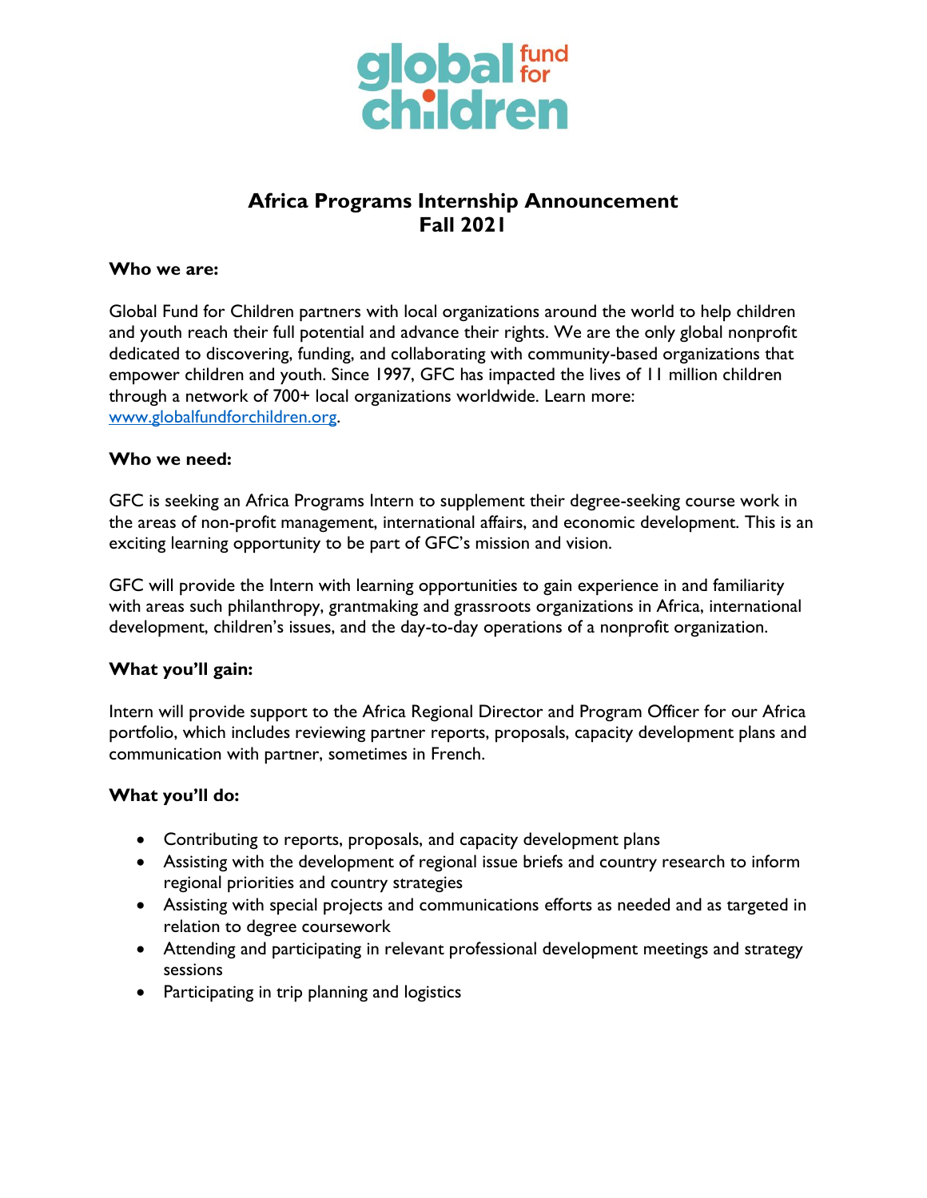global fund for children

# Africa Programs Internship Announcement
# Fall 2021

**Who we are:**

Global Fund for Children partners with local organizations around the world to help children and youth reach their full potential and advance their rights. We are the only global nonprofit dedicated to discovering, funding, and collaborating with community-based organizations that empower children and youth. Since 1997, GFC has impacted the lives of 11 million children through a network of 700+ local organizations worldwide. Learn more: [www.globalfundforchildren.org](www.globalfundforchildren.org).

**Who we need:**

GFC is seeking an Africa Programs Intern to supplement their degree-seeking course work in the areas of non-profit management, international affairs, and economic development. This is an exciting learning opportunity to be part of GFC's mission and vision.

GFC will provide the Intern with learning opportunities to gain experience in and familiarity with areas such philanthropy, grantmaking and grassroots organizations in Africa, international development, children's issues, and the day-to-day operations of a nonprofit organization.

**What you'll gain:**

Intern will provide support to the Africa Regional Director and Program Officer for our Africa portfolio, which includes reviewing partner reports, proposals, capacity development plans and communication with partner, sometimes in French.

**What you'll do:**

- Contributing to reports, proposals, and capacity development plans
- Assisting with the development of regional issue briefs and country research to inform regional priorities and country strategies
- Assisting with special projects and communications efforts as needed and as targeted in relation to degree coursework
- Attending and participating in relevant professional development meetings and strategy sessions
- Participating in trip planning and logistics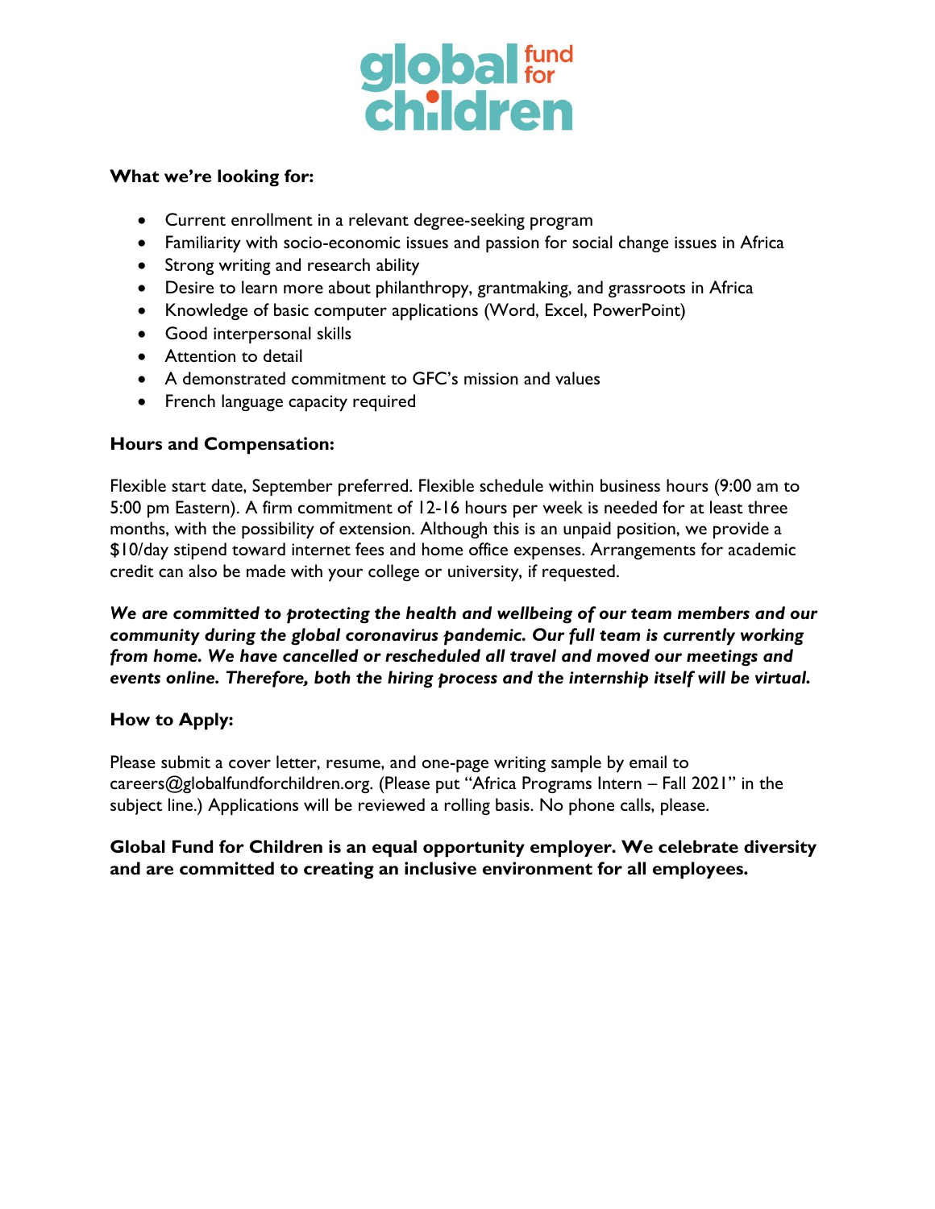**What we're looking for:**

- Current enrollment in a relevant degree-seeking program
- Familiarity with socio-economic issues and passion for social change issues in Africa
- Strong writing and research ability
- Desire to learn more about philanthropy, grantmaking, and grassroots in Africa
- Knowledge of basic computer applications (Word, Excel, PowerPoint)
- Good interpersonal skills
- Attention to detail
- A demonstrated commitment to GFC's mission and values
- French language capacity required

**Hours and Compensation:**

Flexible start date, September preferred. Flexible schedule within business hours (9:00 am to 5:00 pm Eastern). A firm commitment of 12-16 hours per week is needed for at least three months, with the possibility of extension. Although this is an unpaid position, we provide a $10/day stipend toward internet fees and home office expenses. Arrangements for academic credit can also be made with your college or university, if requested.

***We are committed to protecting the health and wellbeing of our team members and our community during the global coronavirus pandemic. Our full team is currently working from home. We have cancelled or rescheduled all travel and moved our meetings and events online. Therefore, both the hiring process and the internship itself will be virtual.***

**How to Apply:**

Please submit a cover letter, resume, and one-page writing sample by email to careers@globalfundforchildren.org. (Please put "Africa Programs Intern – Fall 2021" in the subject line.) Applications will be reviewed a rolling basis. No phone calls, please.

**Global Fund for Children is an equal opportunity employer. We celebrate diversity and are committed to creating an inclusive environment for all employees.**